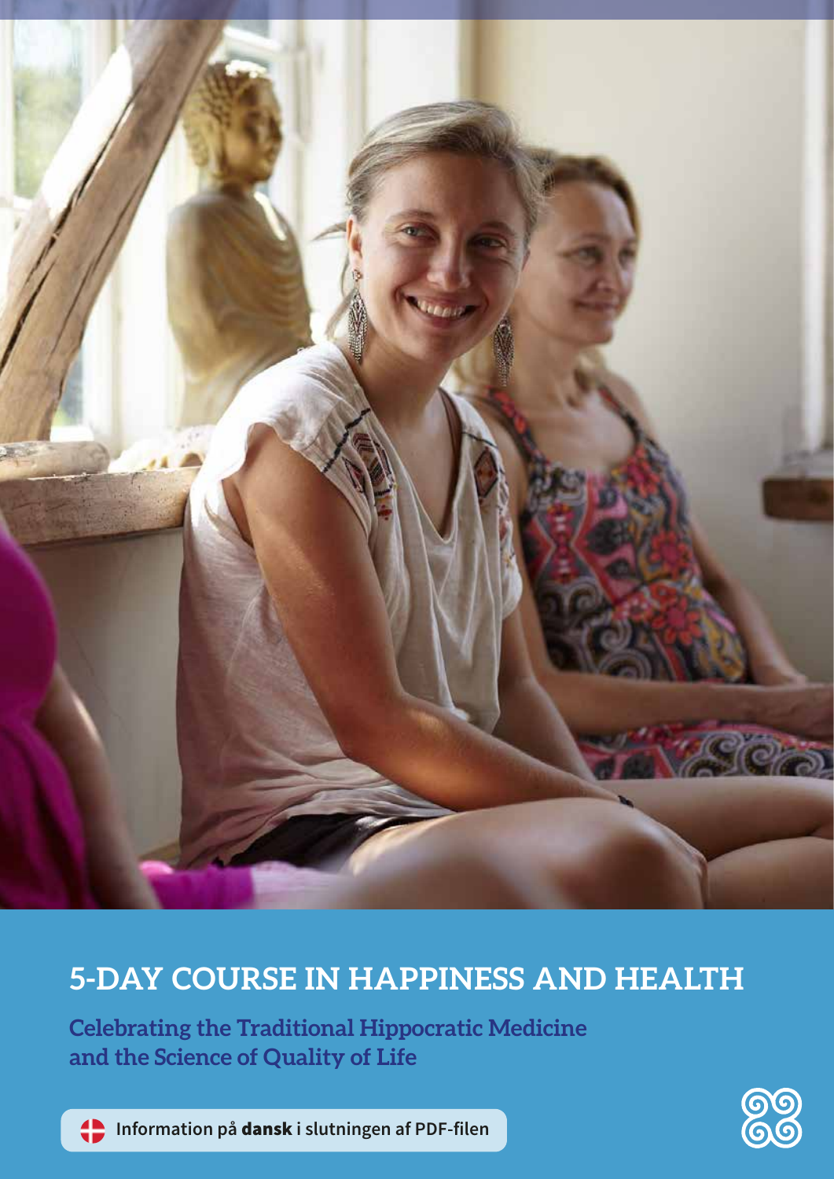# 5-DAY COURSE IN HAPPINESS AND HEALTH

**Celebrating the Traditional Hippocratic Medicine and the Science of Quality of Life**

Information på **dansk** i slutningen af PDF-filen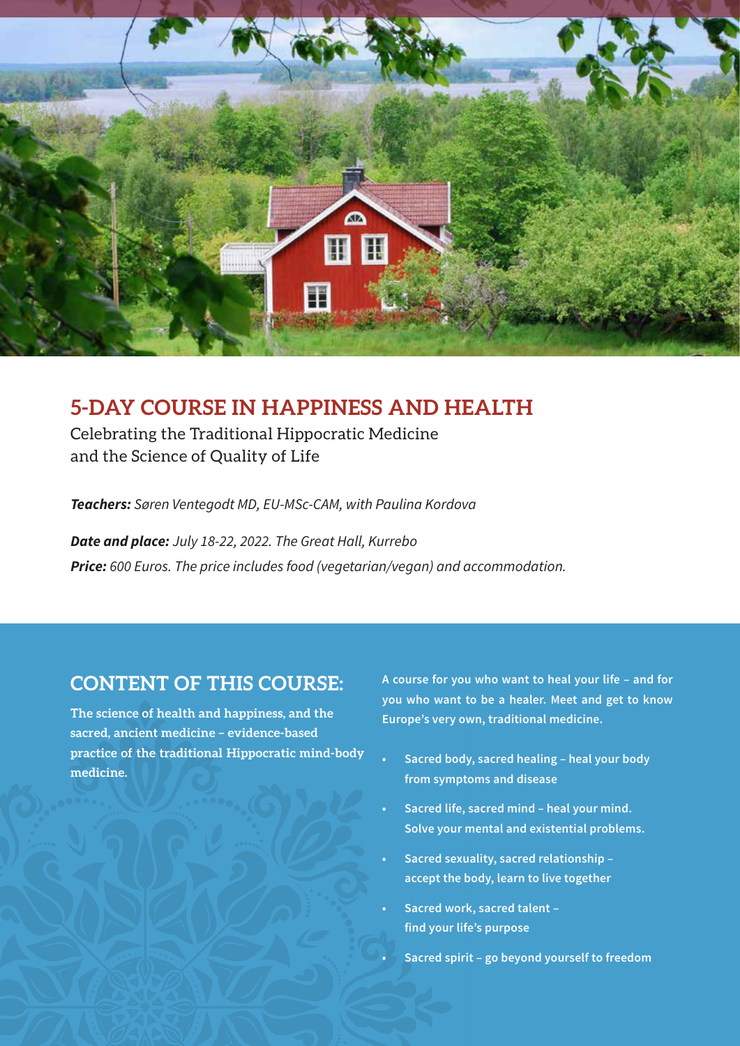# 5-DAY COURSE IN HAPPINESS AND HEALTH

Celebrating the Traditional Hippocratic Medicine
and the Science of Quality of Life

***Teachers:*** *Søren Ventegodt MD, EU-MSc-CAM, with Paulina Kordova*

***Date and place:*** *July 18-22, 2022. The Great Hall, Kurrebo*

***Price:*** *600 Euros. The price includes food (vegetarian/vegan) and accommodation.*

## CONTENT OF THIS COURSE:

**The science of health and happiness, and the sacred, ancient medicine – evidence-based practice of the traditional Hippocratic mind-body medicine.**

**A course for you who want to heal your life – and for you who want to be a healer. Meet and get to know Europe's very own, traditional medicine.**

- **Sacred body, sacred healing – heal your body from symptoms and disease**
- **Sacred life, sacred mind – heal your mind. Solve your mental and existential problems.**
- **Sacred sexuality, sacred relationship – accept the body, learn to live together**
- **Sacred work, sacred talent – find your life's purpose**
- **Sacred spirit – go beyond yourself to freedom**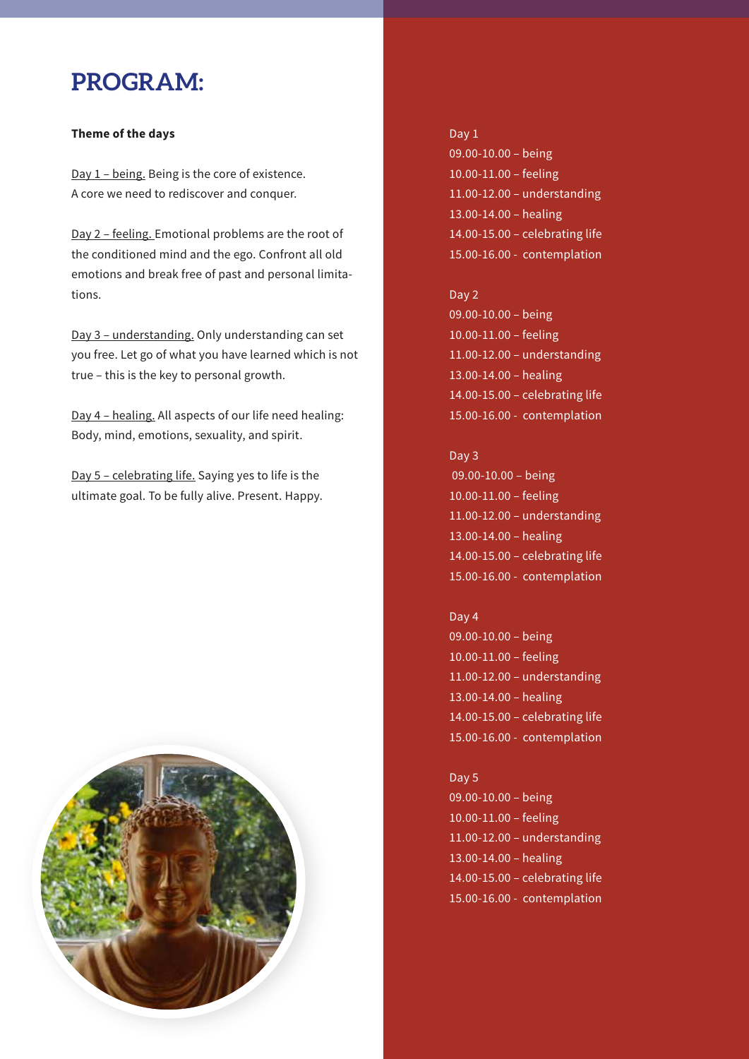# PROGRAM:

**Theme of the days**

Day 1 – being. Being is the core of existence. A core we need to rediscover and conquer.

Day 2 – feeling. Emotional problems are the root of the conditioned mind and the ego. Confront all old emotions and break free of past and personal limitations.

Day 3 – understanding. Only understanding can set you free. Let go of what you have learned which is not true – this is the key to personal growth.

Day 4 – healing. All aspects of our life need healing: Body, mind, emotions, sexuality, and spirit.

Day 5 – celebrating life. Saying yes to life is the ultimate goal. To be fully alive. Present. Happy.

Day 1
09.00-10.00 – being
10.00-11.00 – feeling
11.00-12.00 – understanding
13.00-14.00 – healing
14.00-15.00 – celebrating life
15.00-16.00 - contemplation

Day 2
09.00-10.00 – being
10.00-11.00 – feeling
11.00-12.00 – understanding
13.00-14.00 – healing
14.00-15.00 – celebrating life
15.00-16.00 - contemplation

Day 3
09.00-10.00 – being
10.00-11.00 – feeling
11.00-12.00 – understanding
13.00-14.00 – healing
14.00-15.00 – celebrating life
15.00-16.00 - contemplation

Day 4
09.00-10.00 – being
10.00-11.00 – feeling
11.00-12.00 – understanding
13.00-14.00 – healing
14.00-15.00 – celebrating life
15.00-16.00 - contemplation

Day 5
09.00-10.00 – being
10.00-11.00 – feeling
11.00-12.00 – understanding
13.00-14.00 – healing
14.00-15.00 – celebrating life
15.00-16.00 - contemplation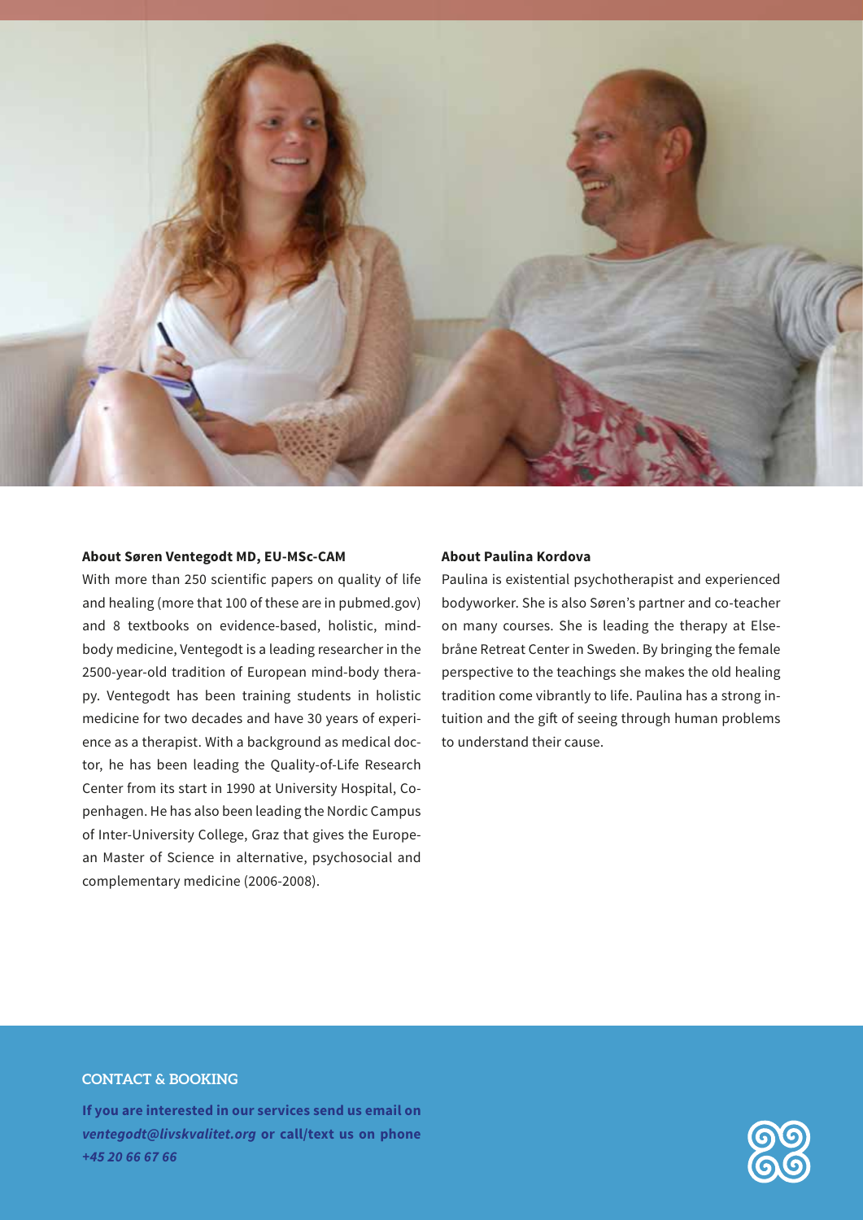### About Søren Ventegodt MD, EU-MSc-CAM

With more than 250 scientific papers on quality of life and healing (more that 100 of these are in pubmed.gov) and 8 textbooks on evidence-based, holistic, mind-body medicine, Ventegodt is a leading researcher in the 2500-year-old tradition of European mind-body therapy. Ventegodt has been training students in holistic medicine for two decades and have 30 years of experience as a therapist. With a background as medical doctor, he has been leading the Quality-of-Life Research Center from its start in 1990 at University Hospital, Copenhagen. He has also been leading the Nordic Campus of Inter-University College, Graz that gives the European Master of Science in alternative, psychosocial and complementary medicine (2006-2008).

### About Paulina Kordova

Paulina is existential psychotherapist and experienced bodyworker. She is also Søren's partner and co-teacher on many courses. She is leading the therapy at Elsebråne Retreat Center in Sweden. By bringing the female perspective to the teachings she makes the old healing tradition come vibrantly to life. Paulina has a strong intuition and the gift of seeing through human problems to understand their cause.

### CONTACT & BOOKING

**If you are interested in our services send us email on *ventegodt@livskvalitet.org* or call/text us on phone *+45 20 66 67 66***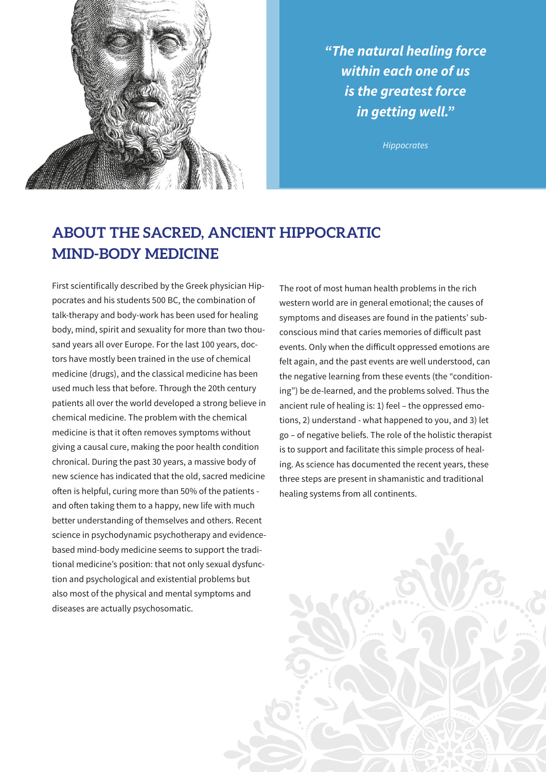*"The natural healing force within each one of us is the greatest force in getting well."*

*Hippocrates*

## ABOUT THE SACRED, ANCIENT HIPPOCRATIC MIND-BODY MEDICINE

First scientifically described by the Greek physician Hippocrates and his students 500 BC, the combination of talk-therapy and body-work has been used for healing body, mind, spirit and sexuality for more than two thousand years all over Europe. For the last 100 years, doctors have mostly been trained in the use of chemical medicine (drugs), and the classical medicine has been used much less that before. Through the 20th century patients all over the world developed a strong believe in chemical medicine. The problem with the chemical medicine is that it often removes symptoms without giving a causal cure, making the poor health condition chronical. During the past 30 years, a massive body of new science has indicated that the old, sacred medicine often is helpful, curing more than 50% of the patients - and often taking them to a happy, new life with much better understanding of themselves and others. Recent science in psychodynamic psychotherapy and evidence-based mind-body medicine seems to support the traditional medicine's position: that not only sexual dysfunction and psychological and existential problems but also most of the physical and mental symptoms and diseases are actually psychosomatic.

The root of most human health problems in the rich western world are in general emotional; the causes of symptoms and diseases are found in the patients' subconscious mind that caries memories of difficult past events. Only when the difficult oppressed emotions are felt again, and the past events are well understood, can the negative learning from these events (the "conditioning") be de-learned, and the problems solved. Thus the ancient rule of healing is: 1) feel – the oppressed emotions, 2) understand - what happened to you, and 3) let go – of negative beliefs. The role of the holistic therapist is to support and facilitate this simple process of healing. As science has documented the recent years, these three steps are present in shamanistic and traditional healing systems from all continents.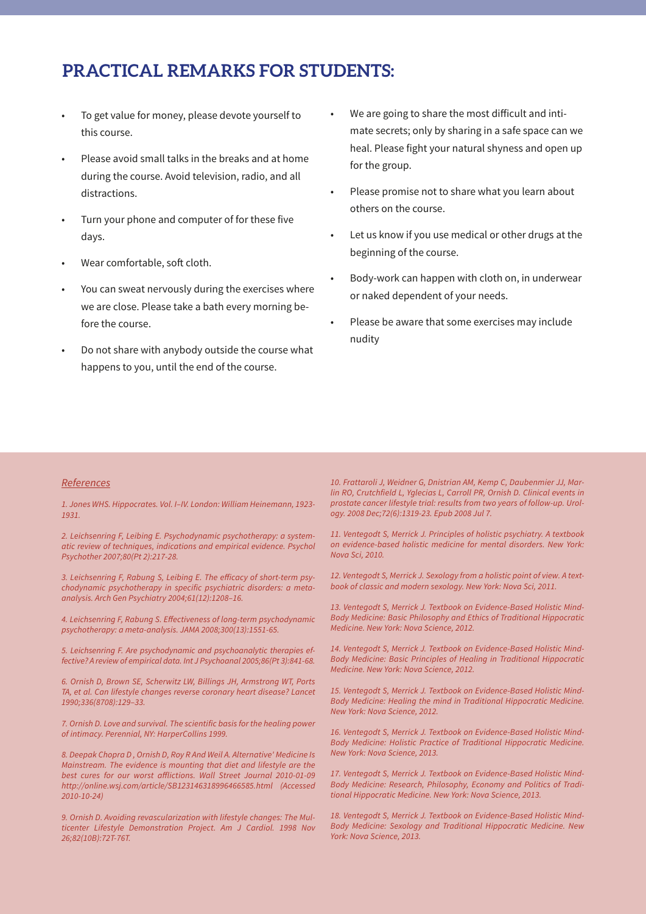## PRACTICAL REMARKS FOR STUDENTS:

- To get value for money, please devote yourself to this course.
- Please avoid small talks in the breaks and at home during the course. Avoid television, radio, and all distractions.
- Turn your phone and computer of for these five days.
- Wear comfortable, soft cloth.
- You can sweat nervously during the exercises where we are close. Please take a bath every morning before the course.
- Do not share with anybody outside the course what happens to you, until the end of the course.
- We are going to share the most difficult and intimate secrets; only by sharing in a safe space can we heal. Please fight your natural shyness and open up for the group.
- Please promise not to share what you learn about others on the course.
- Let us know if you use medical or other drugs at the beginning of the course.
- Body-work can happen with cloth on, in underwear or naked dependent of your needs.
- Please be aware that some exercises may include nudity

References

*1. Jones WHS. Hippocrates. Vol. I–IV. London: William Heinemann, 1923-1931.*

*2. Leichsenring F, Leibing E. Psychodynamic psychotherapy: a systematic review of techniques, indications and empirical evidence. Psychol Psychother 2007;80(Pt 2):217-28.*

*3. Leichsenring F, Rabung S, Leibing E. The efficacy of short-term psychodynamic psychotherapy in specific psychiatric disorders: a meta-analysis. Arch Gen Psychiatry 2004;61(12):1208–16.*

*4. Leichsenring F, Rabung S. Effectiveness of long-term psychodynamic psychotherapy: a meta-analysis. JAMA 2008;300(13):1551-65.*

*5. Leichsenring F. Are psychodynamic and psychoanalytic therapies effective? A review of empirical data. Int J Psychoanal 2005;86(Pt 3):841-68.*

*6. Ornish D, Brown SE, Scherwitz LW, Billings JH, Armstrong WT, Ports TA, et al. Can lifestyle changes reverse coronary heart disease? Lancet 1990;336(8708):129–33.*

*7. Ornish D. Love and survival. The scientific basis for the healing power of intimacy. Perennial, NY: HarperCollins 1999.*

*8. Deepak Chopra D , Ornish D, Roy R And Weil A. Alternative' Medicine Is Mainstream. The evidence is mounting that diet and lifestyle are the best cures for our worst afflictions. Wall Street Journal 2010-01-09 http://online.wsj.com/article/SB123146318996466585.html (Accessed 2010-10-24)*

*9. Ornish D. Avoiding revascularization with lifestyle changes: The Multicenter Lifestyle Demonstration Project. Am J Cardiol. 1998 Nov 26;82(10B):72T-76T.*

*10. Frattaroli J, Weidner G, Dnistrian AM, Kemp C, Daubenmier JJ, Marlin RO, Crutchfield L, Yglecias L, Carroll PR, Ornish D. Clinical events in prostate cancer lifestyle trial: results from two years of follow-up. Urology. 2008 Dec;72(6):1319-23. Epub 2008 Jul 7.*

*11. Ventegodt S, Merrick J. Principles of holistic psychiatry. A textbook on evidence-based holistic medicine for mental disorders. New York: Nova Sci, 2010.*

*12. Ventegodt S, Merrick J. Sexology from a holistic point of view. A textbook of classic and modern sexology. New York: Nova Sci, 2011.*

*13. Ventegodt S, Merrick J. Textbook on Evidence-Based Holistic Mind-Body Medicine: Basic Philosophy and Ethics of Traditional Hippocratic Medicine. New York: Nova Science, 2012.*

*14. Ventegodt S, Merrick J. Textbook on Evidence-Based Holistic Mind-Body Medicine: Basic Principles of Healing in Traditional Hippocratic Medicine. New York: Nova Science, 2012.*

*15. Ventegodt S, Merrick J. Textbook on Evidence-Based Holistic Mind-Body Medicine: Healing the mind in Traditional Hippocratic Medicine. New York: Nova Science, 2012.*

*16. Ventegodt S, Merrick J. Textbook on Evidence-Based Holistic Mind-Body Medicine: Holistic Practice of Traditional Hippocratic Medicine. New York: Nova Science, 2013.*

*17. Ventegodt S, Merrick J. Textbook on Evidence-Based Holistic Mind-Body Medicine: Research, Philosophy, Economy and Politics of Traditional Hippocratic Medicine. New York: Nova Science, 2013.*

*18. Ventegodt S, Merrick J. Textbook on Evidence-Based Holistic Mind-Body Medicine: Sexology and Traditional Hippocratic Medicine. New York: Nova Science, 2013.*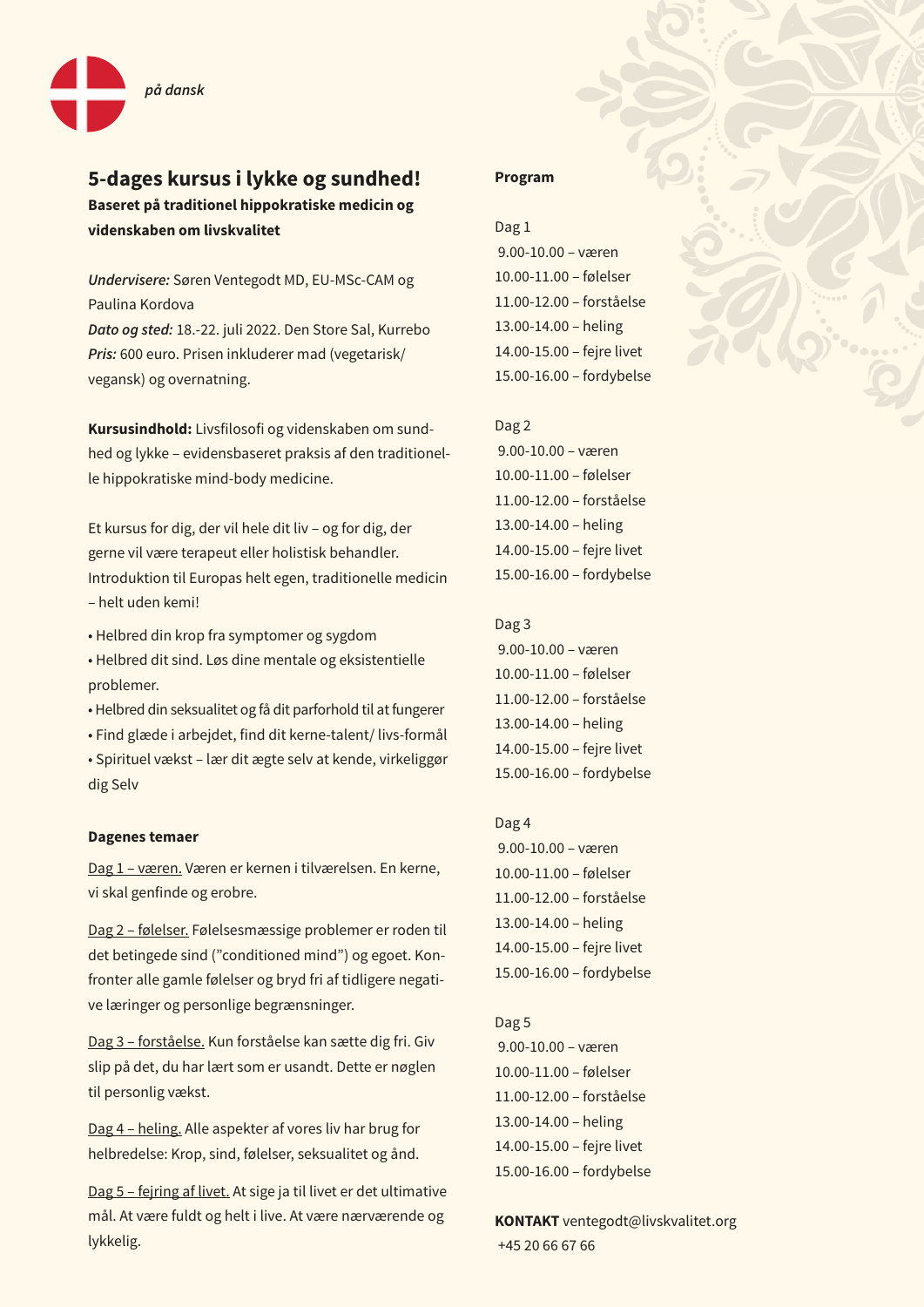*på dansk*

## 5-dages kursus i lykke og sundhed!

**Baseret på traditionel hippokratiske medicin og videnskaben om livskvalitet**

*Undervisere:* Søren Ventegodt MD, EU-MSc-CAM og Paulina Kordova
*Dato og sted:* 18.-22. juli 2022. Den Store Sal, Kurrebo
*Pris:* 600 euro. Prisen inkluderer mad (vegetarisk/vegansk) og overnatning.

**Kursusindhold:** Livsfilosofi og videnskaben om sundhed og lykke – evidensbaseret praksis af den traditionelle hippokratiske mind-body medicine.

Et kursus for dig, der vil hele dit liv – og for dig, der gerne vil være terapeut eller holistisk behandler. Introduktion til Europas helt egen, traditionelle medicin – helt uden kemi!

- Helbred din krop fra symptomer og sygdom
- Helbred dit sind. Løs dine mentale og eksistentielle problemer.
- Helbred din seksualitet og få dit parforhold til at fungerer
- Find glæde i arbejdet, find dit kerne-talent/ livs-formål
- Spirituel vækst – lær dit ægte selv at kende, virkeliggør dig Selv

**Dagenes temaer**

Dag 1 – væren. Væren er kernen i tilværelsen. En kerne, vi skal genfinde og erobre.

Dag 2 – følelser. Følelsesmæssige problemer er roden til det betingede sind (”conditioned mind”) og egoet. Konfronter alle gamle følelser og bryd fri af tidligere negative læringer og personlige begrænsninger.

Dag 3 – forståelse. Kun forståelse kan sætte dig fri. Giv slip på det, du har lært som er usandt. Dette er nøglen til personlig vækst.

Dag 4 – heling. Alle aspekter af vores liv har brug for helbredelse: Krop, sind, følelser, seksualitet og ånd.

Dag 5 – fejring af livet. At sige ja til livet er det ultimative mål. At være fuldt og helt i live. At være nærværende og lykkelig.

**Program**

Dag 1
9.00-10.00 – væren
10.00-11.00 – følelser
11.00-12.00 – forståelse
13.00-14.00 – heling
14.00-15.00 – fejre livet
15.00-16.00 – fordybelse

Dag 2
9.00-10.00 – væren
10.00-11.00 – følelser
11.00-12.00 – forståelse
13.00-14.00 – heling
14.00-15.00 – fejre livet
15.00-16.00 – fordybelse

Dag 3
9.00-10.00 – væren
10.00-11.00 – følelser
11.00-12.00 – forståelse
13.00-14.00 – heling
14.00-15.00 – fejre livet
15.00-16.00 – fordybelse

Dag 4
9.00-10.00 – væren
10.00-11.00 – følelser
11.00-12.00 – forståelse
13.00-14.00 – heling
14.00-15.00 – fejre livet
15.00-16.00 – fordybelse

Dag 5
9.00-10.00 – væren
10.00-11.00 – følelser
11.00-12.00 – forståelse
13.00-14.00 – heling
14.00-15.00 – fejre livet
15.00-16.00 – fordybelse

**KONTAKT** ventegodt@livskvalitet.org
+45 20 66 67 66